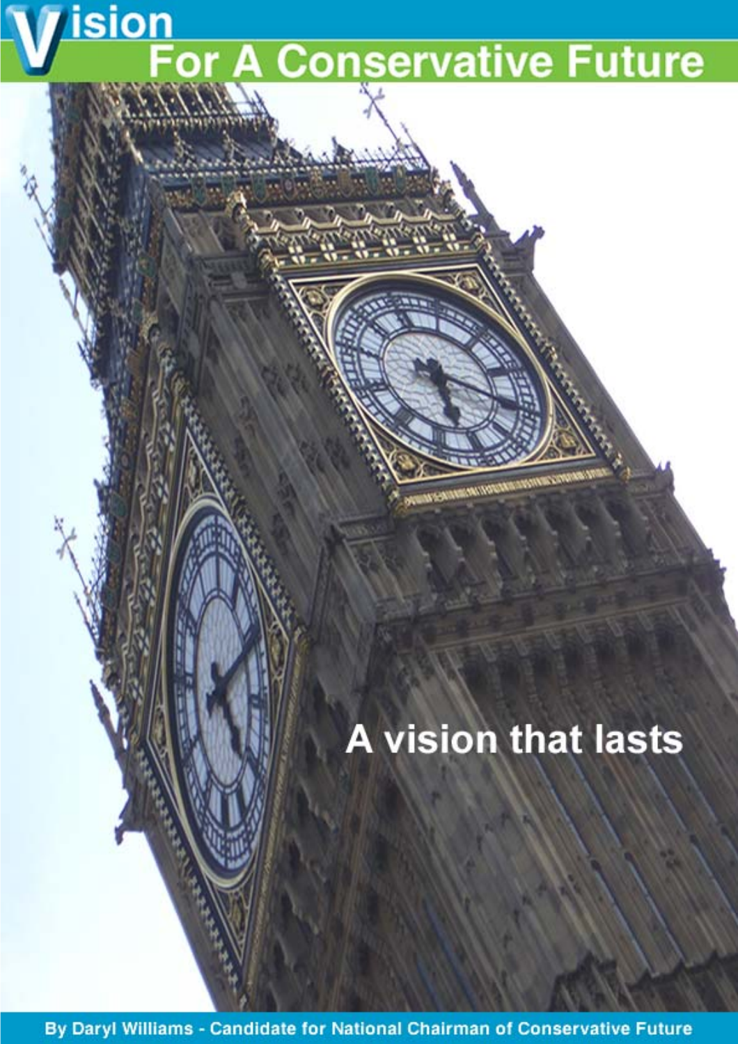# Vision

## For A Conservative Future

A vision that lasts

By Daryl Williams - Candidate for National Chairman of Conservative Future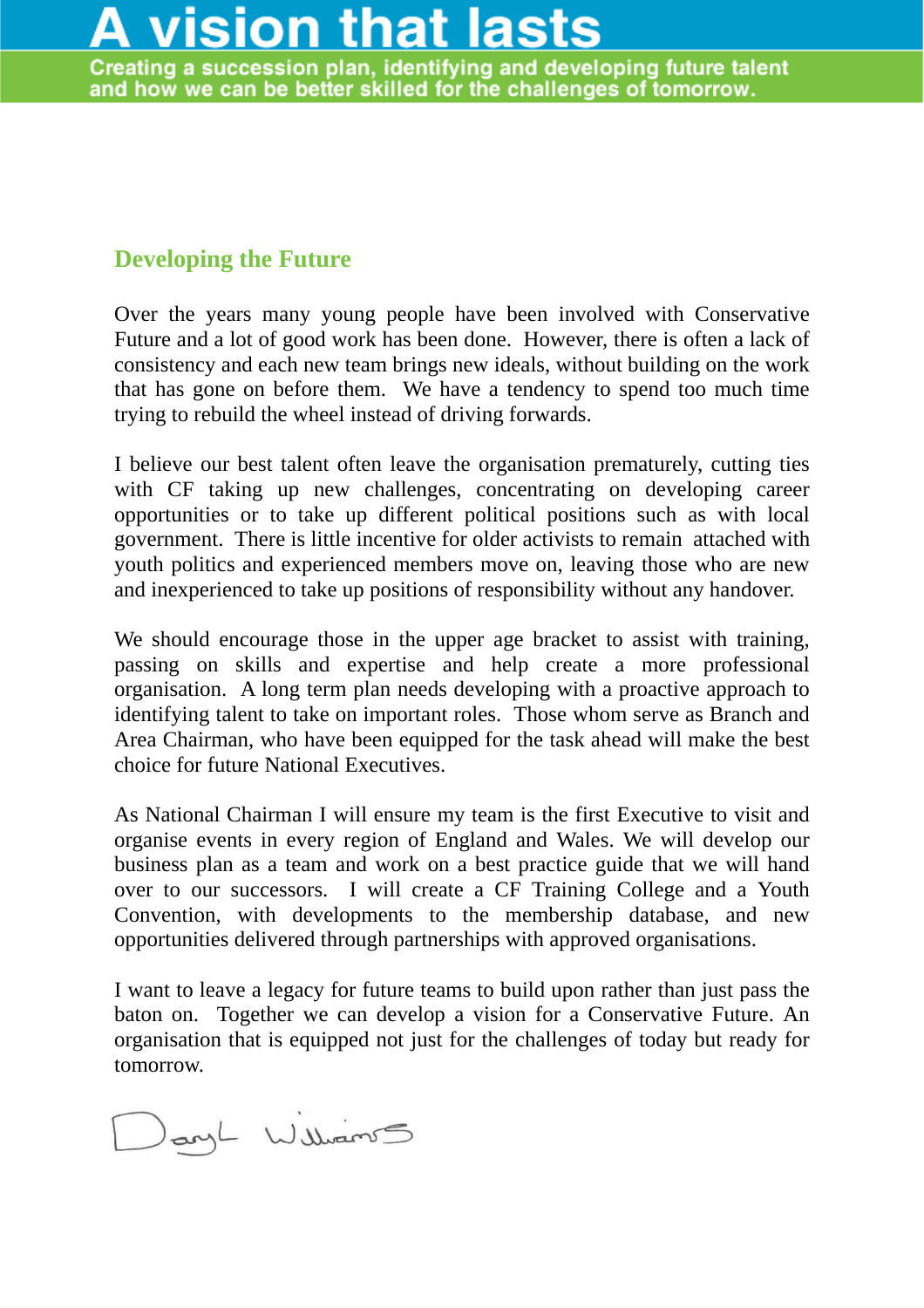# A vision that lasts

**Creating a succession plan, identifying and developing future talent and how we can be better skilled for the challenges of tomorrow.**

## Developing the Future

Over the years many young people have been involved with Conservative Future and a lot of good work has been done. However, there is often a lack of consistency and each new team brings new ideals, without building on the work that has gone on before them. We have a tendency to spend too much time trying to rebuild the wheel instead of driving forwards.

I believe our best talent often leave the organisation prematurely, cutting ties with CF taking up new challenges, concentrating on developing career opportunities or to take up different political positions such as with local government. There is little incentive for older activists to remain attached with youth politics and experienced members move on, leaving those who are new and inexperienced to take up positions of responsibility without any handover.

We should encourage those in the upper age bracket to assist with training, passing on skills and expertise and help create a more professional organisation. A long term plan needs developing with a proactive approach to identifying talent to take on important roles. Those whom serve as Branch and Area Chairman, who have been equipped for the task ahead will make the best choice for future National Executives.

As National Chairman I will ensure my team is the first Executive to visit and organise events in every region of England and Wales. We will develop our business plan as a team and work on a best practice guide that we will hand over to our successors. I will create a CF Training College and a Youth Convention, with developments to the membership database, and new opportunities delivered through partnerships with approved organisations.

I want to leave a legacy for future teams to build upon rather than just pass the baton on. Together we can develop a vision for a Conservative Future. An organisation that is equipped not just for the challenges of today but ready for tomorrow.

Daryl Williams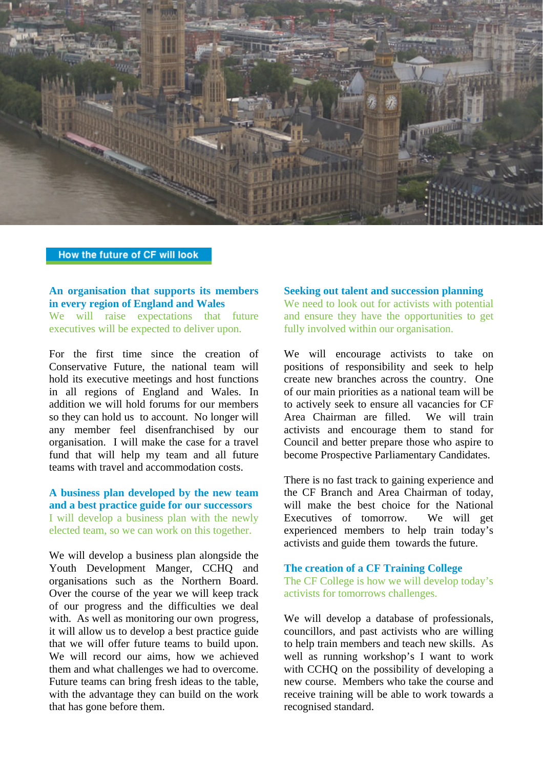## How the future of CF will look

### An organisation that supports its members in every region of England and Wales

We will raise expectations that future executives will be expected to deliver upon.

For the first time since the creation of Conservative Future, the national team will hold its executive meetings and host functions in all regions of England and Wales. In addition we will hold forums for our members so they can hold us to account. No longer will any member feel disenfranchised by our organisation. I will make the case for a travel fund that will help my team and all future teams with travel and accommodation costs.

### A business plan developed by the new team and a best practice guide for our successors

I will develop a business plan with the newly elected team, so we can work on this together.

We will develop a business plan alongside the Youth Development Manger, CCHQ and organisations such as the Northern Board. Over the course of the year we will keep track of our progress and the difficulties we deal with. As well as monitoring our own progress, it will allow us to develop a best practice guide that we will offer future teams to build upon. We will record our aims, how we achieved them and what challenges we had to overcome. Future teams can bring fresh ideas to the table, with the advantage they can build on the work that has gone before them.

### Seeking out talent and succession planning

We need to look out for activists with potential and ensure they have the opportunities to get fully involved within our organisation.

We will encourage activists to take on positions of responsibility and seek to help create new branches across the country. One of our main priorities as a national team will be to actively seek to ensure all vacancies for CF Area Chairman are filled. We will train activists and encourage them to stand for Council and better prepare those who aspire to become Prospective Parliamentary Candidates.

There is no fast track to gaining experience and the CF Branch and Area Chairman of today, will make the best choice for the National Executives of tomorrow. We will get experienced members to help train today's activists and guide them towards the future.

### The creation of a CF Training College

The CF College is how we will develop today's activists for tomorrows challenges.

We will develop a database of professionals, councillors, and past activists who are willing to help train members and teach new skills. As well as running workshop's I want to work with CCHQ on the possibility of developing a new course. Members who take the course and receive training will be able to work towards a recognised standard.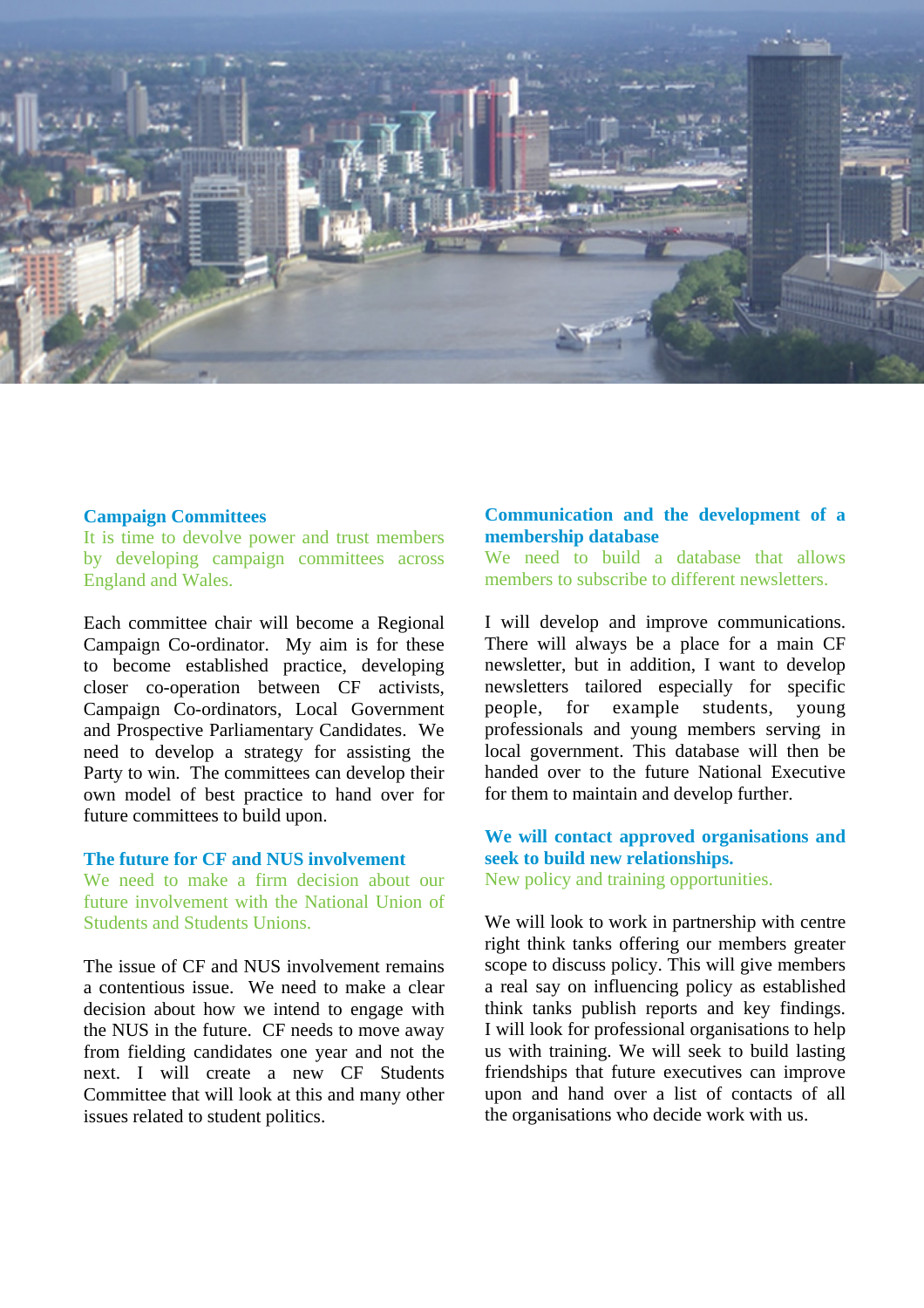## Campaign Committees

It is time to devolve power and trust members by developing campaign committees across England and Wales.

Each committee chair will become a Regional Campaign Co-ordinator. My aim is for these to become established practice, developing closer co-operation between CF activists, Campaign Co-ordinators, Local Government and Prospective Parliamentary Candidates. We need to develop a strategy for assisting the Party to win. The committees can develop their own model of best practice to hand over for future committees to build upon.

## The future for CF and NUS involvement

We need to make a firm decision about our future involvement with the National Union of Students and Students Unions.

The issue of CF and NUS involvement remains a contentious issue. We need to make a clear decision about how we intend to engage with the NUS in the future. CF needs to move away from fielding candidates one year and not the next. I will create a new CF Students Committee that will look at this and many other issues related to student politics.

## Communication and the development of a membership database

We need to build a database that allows members to subscribe to different newsletters.

I will develop and improve communications. There will always be a place for a main CF newsletter, but in addition, I want to develop newsletters tailored especially for specific people, for example students, young professionals and young members serving in local government. This database will then be handed over to the future National Executive for them to maintain and develop further.

## We will contact approved organisations and seek to build new relationships.

New policy and training opportunities.

We will look to work in partnership with centre right think tanks offering our members greater scope to discuss policy. This will give members a real say on influencing policy as established think tanks publish reports and key findings. I will look for professional organisations to help us with training. We will seek to build lasting friendships that future executives can improve upon and hand over a list of contacts of all the organisations who decide work with us.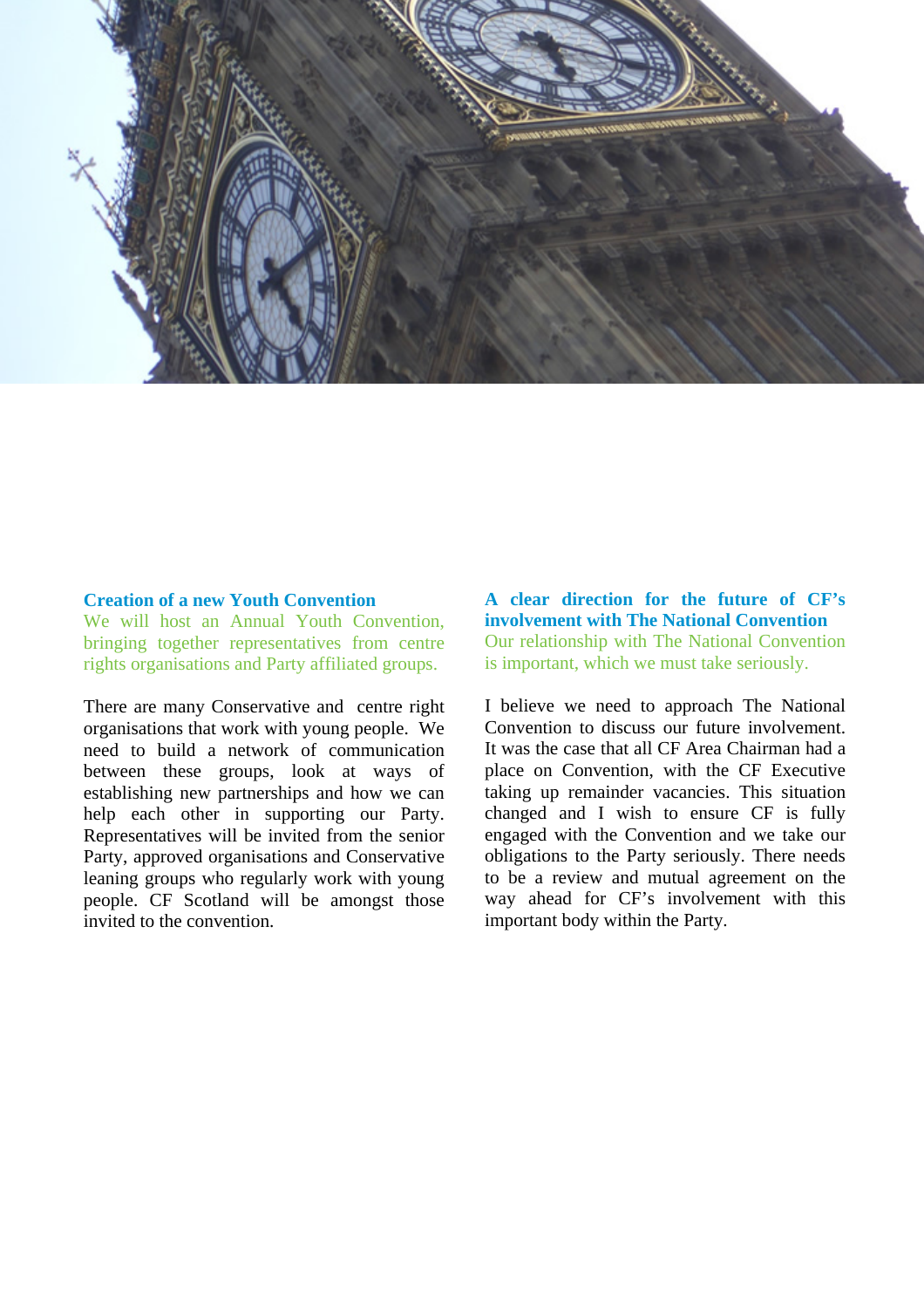## Creation of a new Youth Convention

We will host an Annual Youth Convention, bringing together representatives from centre rights organisations and Party affiliated groups.

There are many Conservative and centre right organisations that work with young people. We need to build a network of communication between these groups, look at ways of establishing new partnerships and how we can help each other in supporting our Party. Representatives will be invited from the senior Party, approved organisations and Conservative leaning groups who regularly work with young people. CF Scotland will be amongst those invited to the convention.

## A clear direction for the future of CF's involvement with The National Convention

Our relationship with The National Convention is important, which we must take seriously.

I believe we need to approach The National Convention to discuss our future involvement. It was the case that all CF Area Chairman had a place on Convention, with the CF Executive taking up remainder vacancies. This situation changed and I wish to ensure CF is fully engaged with the Convention and we take our obligations to the Party seriously. There needs to be a review and mutual agreement on the way ahead for CF's involvement with this important body within the Party.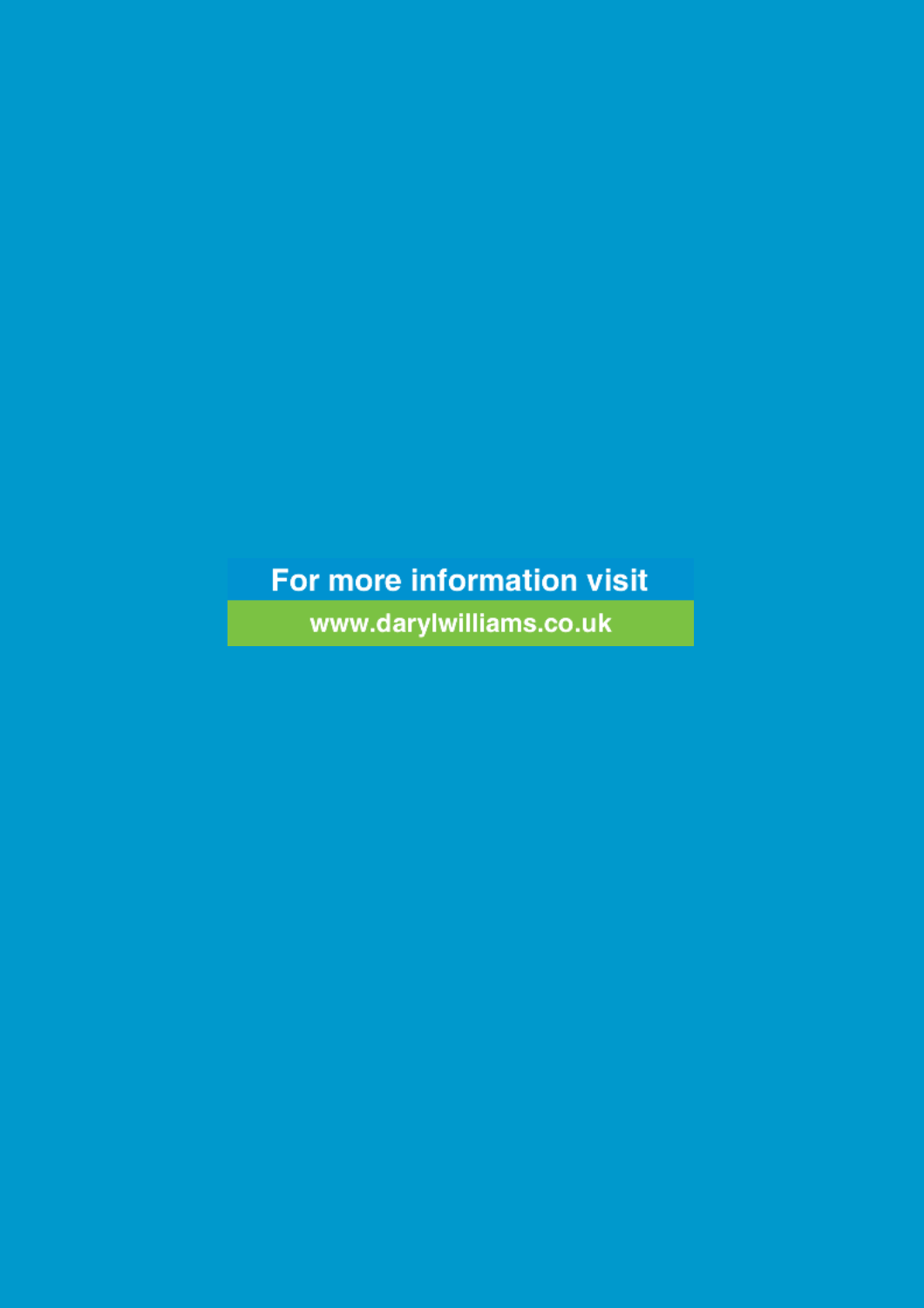For more information visit

www.darylwilliams.co.uk